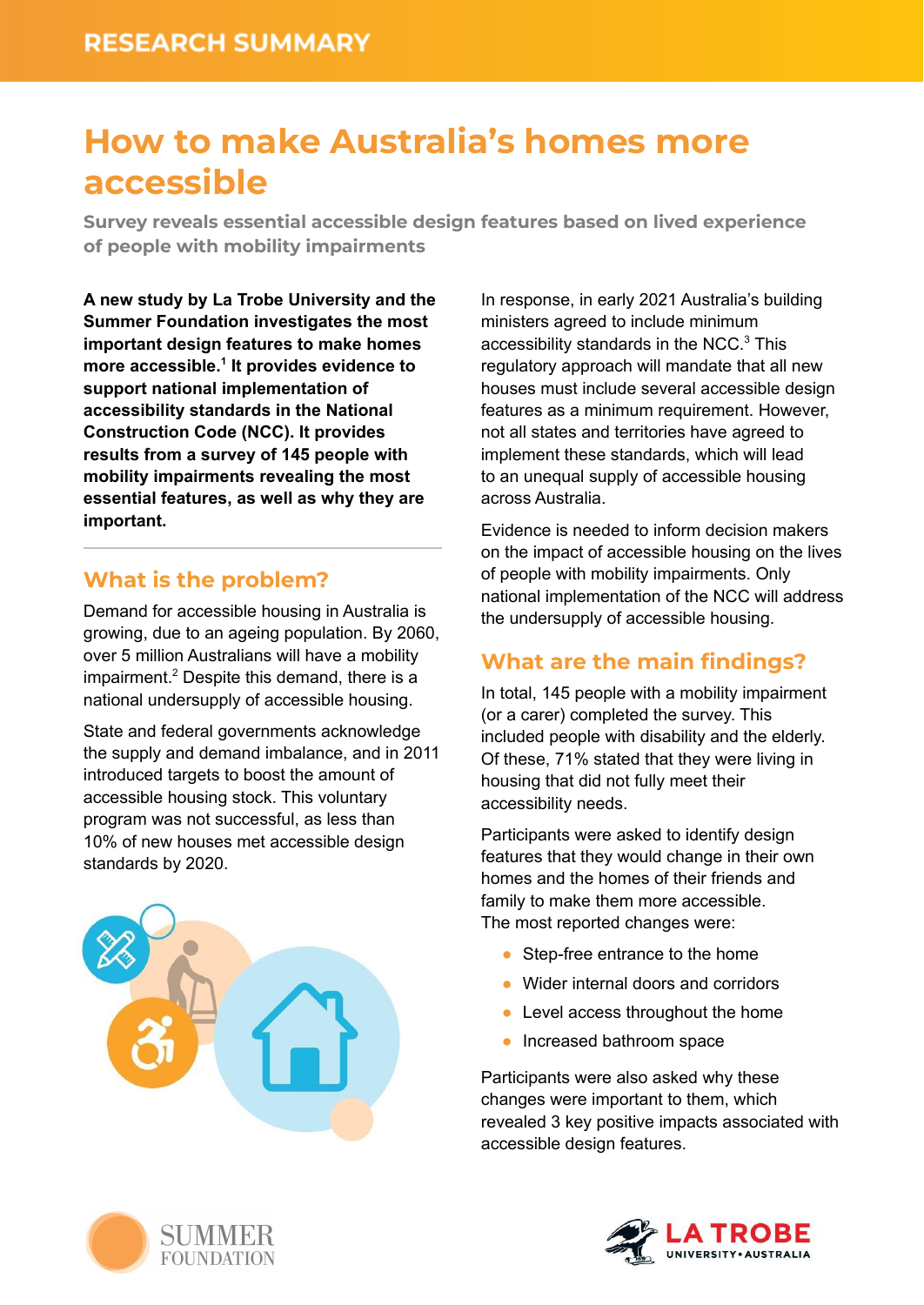RESEARCH SUMMARY

# How to make Australia's homes more accessible

**Survey reveals essential accessible design features based on lived experience of people with mobility impairments**

**A new study by La Trobe University and the Summer Foundation investigates the most important design features to make homes more accessible.[1] It provides evidence to support national implementation of accessibility standards in the National Construction Code (NCC). It provides results from a survey of 145 people with mobility impairments revealing the most essential features, as well as why they are important.**

## What is the problem?

Demand for accessible housing in Australia is growing, due to an ageing population. By 2060, over 5 million Australians will have a mobility impairment.[2] Despite this demand, there is a national undersupply of accessible housing.

State and federal governments acknowledge the supply and demand imbalance, and in 2011 introduced targets to boost the amount of accessible housing stock. This voluntary program was not successful, as less than 10% of new houses met accessible design standards by 2020.

In response, in early 2021 Australia's building ministers agreed to include minimum accessibility standards in the NCC.[3] This regulatory approach will mandate that all new houses must include several accessible design features as a minimum requirement. However, not all states and territories have agreed to implement these standards, which will lead to an unequal supply of accessible housing across Australia.

Evidence is needed to inform decision makers on the impact of accessible housing on the lives of people with mobility impairments. Only national implementation of the NCC will address the undersupply of accessible housing.

## What are the main findings?

In total, 145 people with a mobility impairment (or a carer) completed the survey. This included people with disability and the elderly. Of these, 71% stated that they were living in housing that did not fully meet their accessibility needs.

Participants were asked to identify design features that they would change in their own homes and the homes of their friends and family to make them more accessible. The most reported changes were:

- Step-free entrance to the home
- Wider internal doors and corridors
- Level access throughout the home
- Increased bathroom space

Participants were also asked why these changes were important to them, which revealed 3 key positive impacts associated with accessible design features.

SUMMER FOUNDATION

LA TROBE UNIVERSITY • AUSTRALIA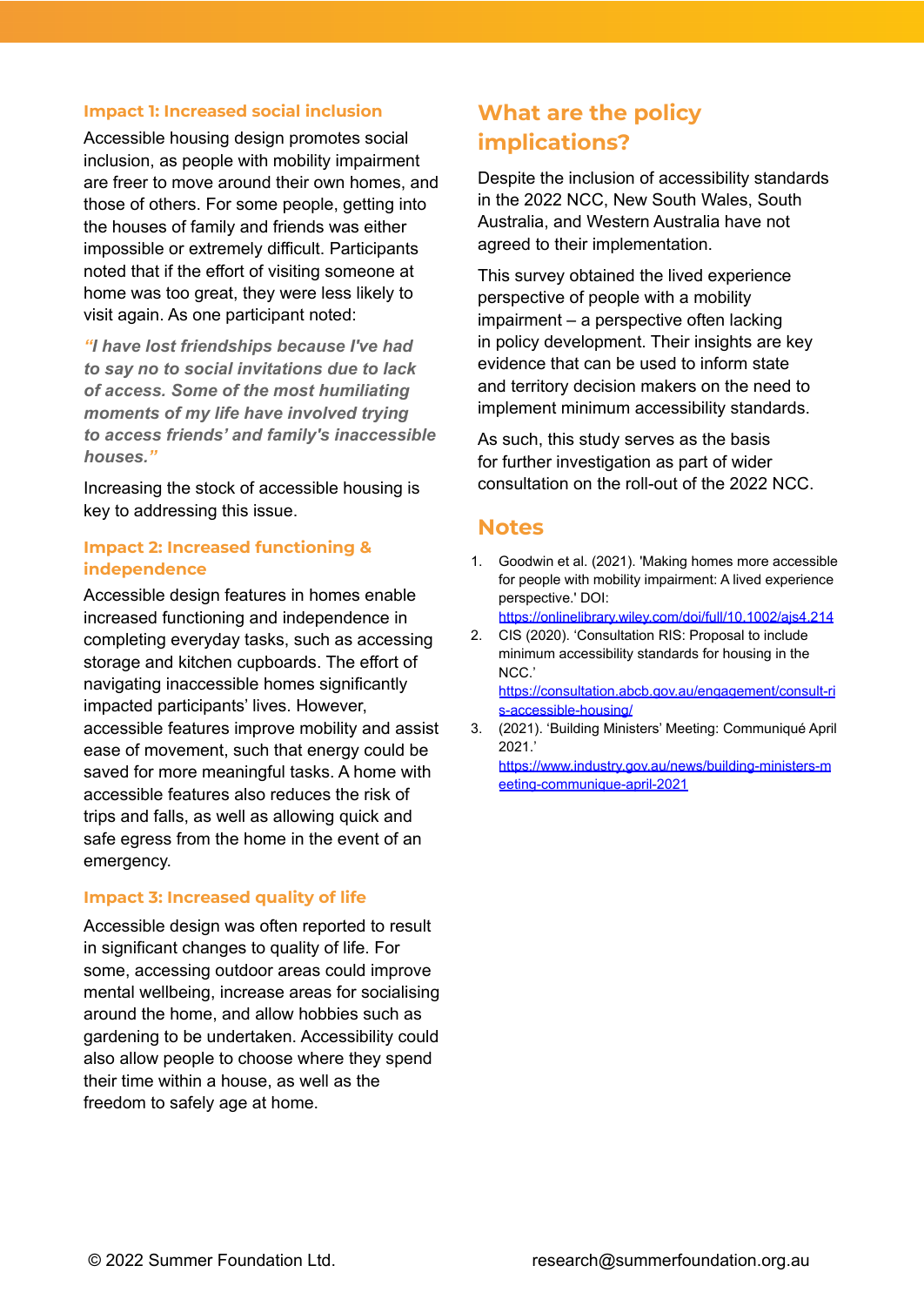### Impact 1: Increased social inclusion

Accessible housing design promotes social inclusion, as people with mobility impairment are freer to move around their own homes, and those of others. For some people, getting into the houses of family and friends was either impossible or extremely difficult. Participants noted that if the effort of visiting someone at home was too great, they were less likely to visit again. As one participant noted:

> ***"I have lost friendships because I've had to say no to social invitations due to lack of access. Some of the most humiliating moments of my life have involved trying to access friends' and family's inaccessible houses."***

Increasing the stock of accessible housing is key to addressing this issue.

### Impact 2: Increased functioning & independence

Accessible design features in homes enable increased functioning and independence in completing everyday tasks, such as accessing storage and kitchen cupboards. The effort of navigating inaccessible homes significantly impacted participants' lives. However, accessible features improve mobility and assist ease of movement, such that energy could be saved for more meaningful tasks. A home with accessible features also reduces the risk of trips and falls, as well as allowing quick and safe egress from the home in the event of an emergency.

### Impact 3: Increased quality of life

Accessible design was often reported to result in significant changes to quality of life. For some, accessing outdoor areas could improve mental wellbeing, increase areas for socialising around the home, and allow hobbies such as gardening to be undertaken. Accessibility could also allow people to choose where they spend their time within a house, as well as the freedom to safely age at home.

## What are the policy implications?

Despite the inclusion of accessibility standards in the 2022 NCC, New South Wales, South Australia, and Western Australia have not agreed to their implementation.

This survey obtained the lived experience perspective of people with a mobility impairment – a perspective often lacking in policy development. Their insights are key evidence that can be used to inform state and territory decision makers on the need to implement minimum accessibility standards.

As such, this study serves as the basis for further investigation as part of wider consultation on the roll-out of the 2022 NCC.

## Notes

1. Goodwin et al. (2021). 'Making homes more accessible for people with mobility impairment: A lived experience perspective.' DOI: https://onlinelibrary.wiley.com/doi/full/10.1002/ajs4.214
2. CIS (2020). 'Consultation RIS: Proposal to include minimum accessibility standards for housing in the NCC.' https://consultation.abcb.gov.au/engagement/consult-ris-accessible-housing/
3. (2021). 'Building Ministers' Meeting: Communiqué April 2021.' https://www.industry.gov.au/news/building-ministers-meeting-communique-april-2021

© 2022 Summer Foundation Ltd. research@summerfoundation.org.au